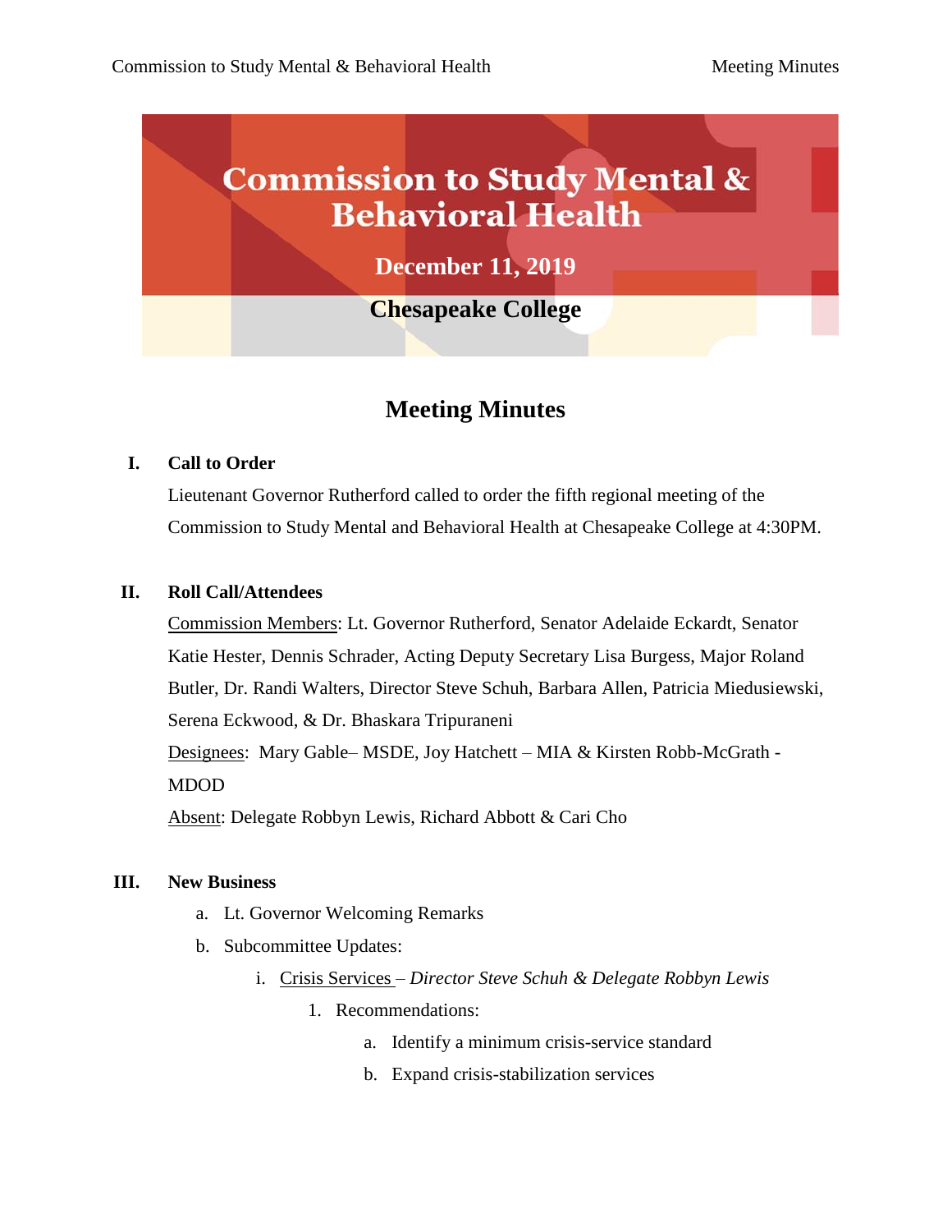# Commission to Study Mental & Behavioral Health

**December 11, 2019**

**Chesapeake College**

## Meeting Minutes

**I. Call to Order**

Lieutenant Governor Rutherford called to order the fifth regional meeting of the Commission to Study Mental and Behavioral Health at Chesapeake College at 4:30PM.

**II. Roll Call/Attendees**

Commission Members: Lt. Governor Rutherford, Senator Adelaide Eckardt, Senator Katie Hester, Dennis Schrader, Acting Deputy Secretary Lisa Burgess, Major Roland Butler, Dr. Randi Walters, Director Steve Schuh, Barbara Allen, Patricia Miedusiewski, Serena Eckwood, & Dr. Bhaskara Tripuraneni

Designees: Mary Gable– MSDE, Joy Hatchett – MIA & Kirsten Robb-McGrath - MDOD

Absent: Delegate Robbyn Lewis, Richard Abbott & Cari Cho

**III. New Business**

a. Lt. Governor Welcoming Remarks

b. Subcommittee Updates:

   i. Crisis Services – *Director Steve Schuh & Delegate Robbyn Lewis*

      1. Recommendations:

         a. Identify a minimum crisis-service standard

         b. Expand crisis-stabilization services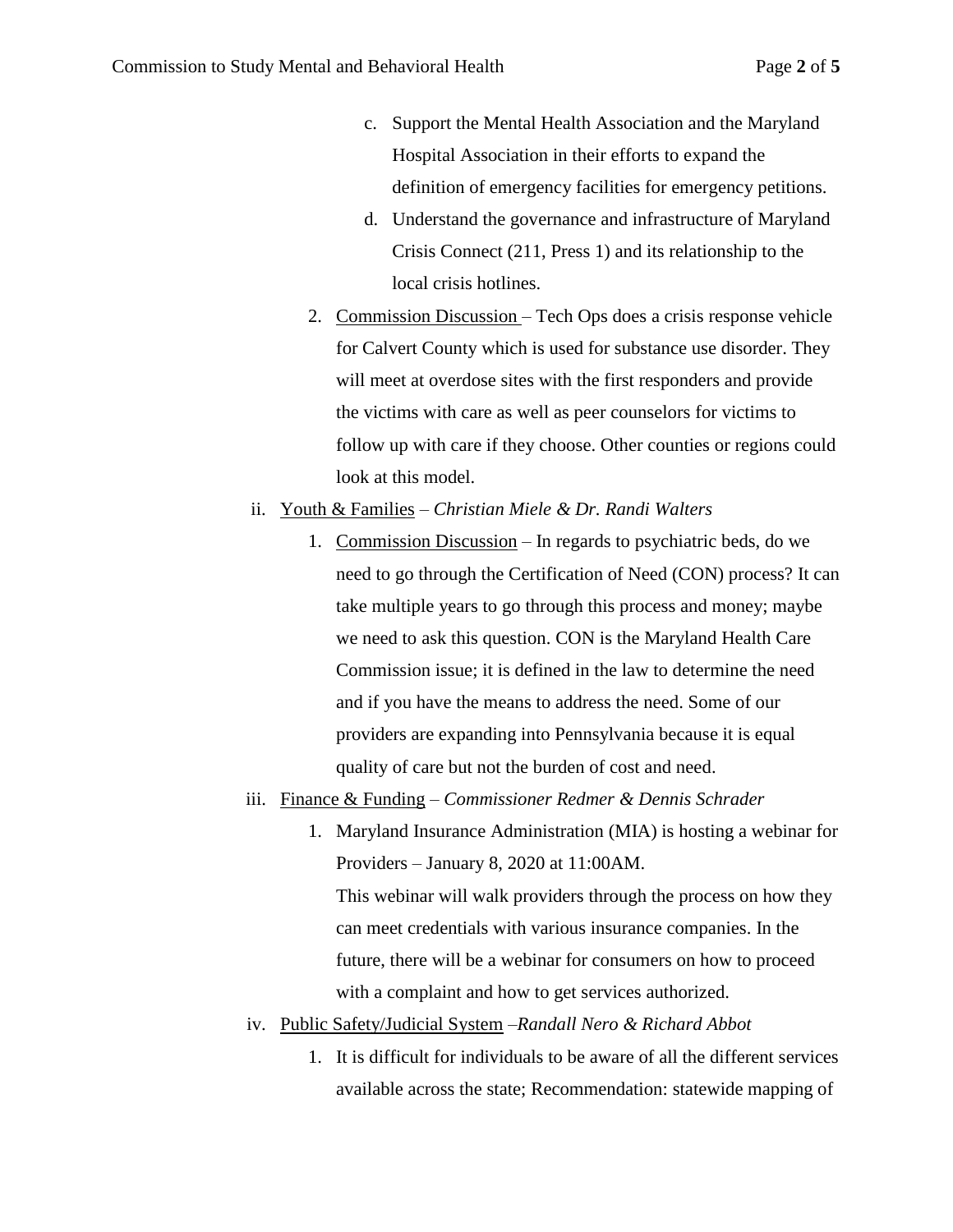c. Support the Mental Health Association and the Maryland Hospital Association in their efforts to expand the definition of emergency facilities for emergency petitions.

d. Understand the governance and infrastructure of Maryland Crisis Connect (211, Press 1) and its relationship to the local crisis hotlines.

2. Commission Discussion – Tech Ops does a crisis response vehicle for Calvert County which is used for substance use disorder. They will meet at overdose sites with the first responders and provide the victims with care as well as peer counselors for victims to follow up with care if they choose. Other counties or regions could look at this model.

ii. Youth & Families – *Christian Miele & Dr. Randi Walters*

1. Commission Discussion – In regards to psychiatric beds, do we need to go through the Certification of Need (CON) process? It can take multiple years to go through this process and money; maybe we need to ask this question. CON is the Maryland Health Care Commission issue; it is defined in the law to determine the need and if you have the means to address the need. Some of our providers are expanding into Pennsylvania because it is equal quality of care but not the burden of cost and need.

iii. Finance & Funding – *Commissioner Redmer & Dennis Schrader*

1. Maryland Insurance Administration (MIA) is hosting a webinar for Providers – January 8, 2020 at 11:00AM.
   This webinar will walk providers through the process on how they can meet credentials with various insurance companies. In the future, there will be a webinar for consumers on how to proceed with a complaint and how to get services authorized.

iv. Public Safety/Judicial System –*Randall Nero & Richard Abbot*

1. It is difficult for individuals to be aware of all the different services available across the state; Recommendation: statewide mapping of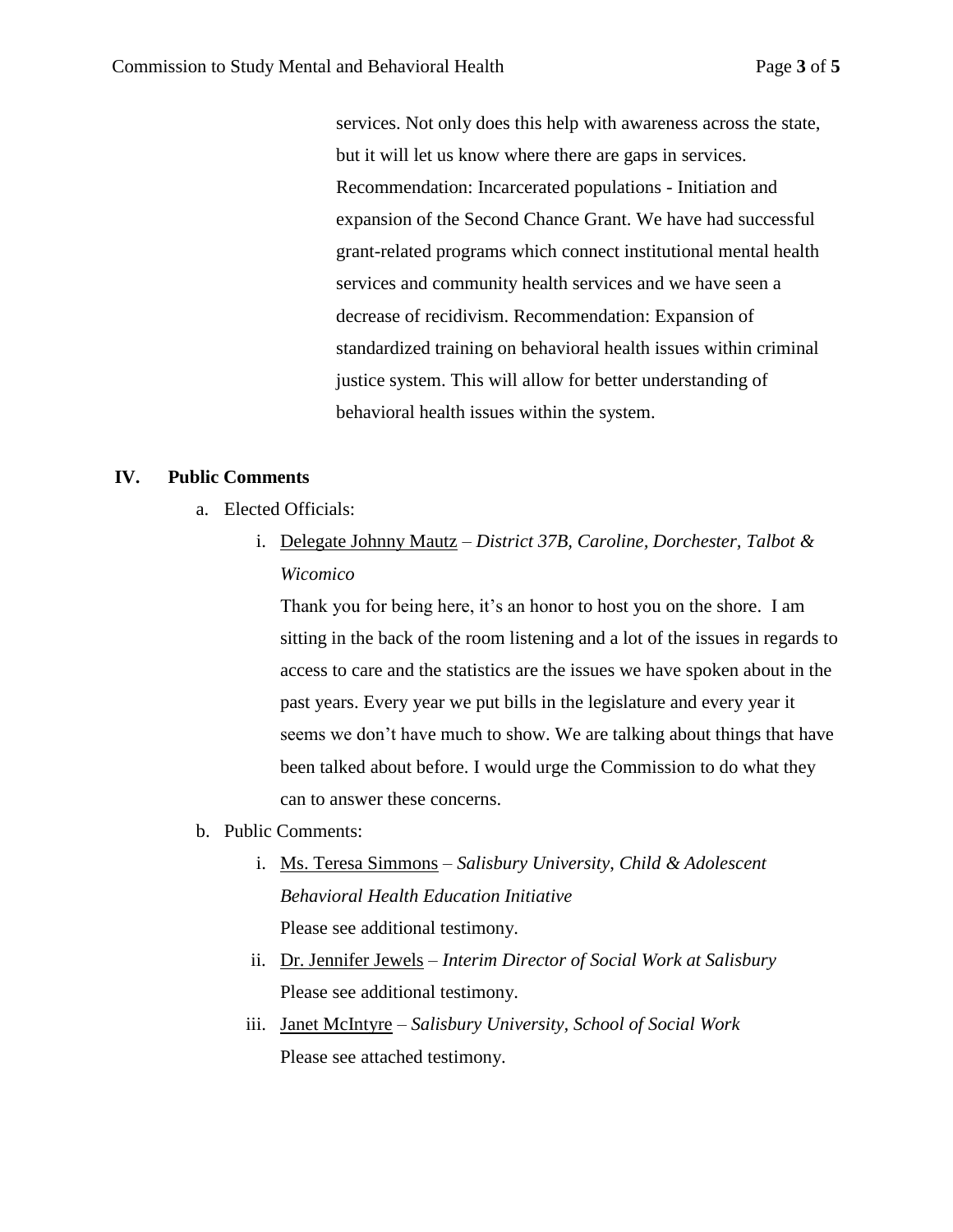services. Not only does this help with awareness across the state, but it will let us know where there are gaps in services. Recommendation: Incarcerated populations - Initiation and expansion of the Second Chance Grant. We have had successful grant-related programs which connect institutional mental health services and community health services and we have seen a decrease of recidivism. Recommendation: Expansion of standardized training on behavioral health issues within criminal justice system. This will allow for better understanding of behavioral health issues within the system.

## IV. Public Comments

a. Elected Officials:

   i. Delegate Johnny Mautz – *District 37B, Caroline, Dorchester, Talbot & Wicomico*

      Thank you for being here, it's an honor to host you on the shore. I am sitting in the back of the room listening and a lot of the issues in regards to access to care and the statistics are the issues we have spoken about in the past years. Every year we put bills in the legislature and every year it seems we don't have much to show. We are talking about things that have been talked about before. I would urge the Commission to do what they can to answer these concerns.

b. Public Comments:

   i. Ms. Teresa Simmons – *Salisbury University, Child & Adolescent Behavioral Health Education Initiative*

      Please see additional testimony.

   ii. Dr. Jennifer Jewels – *Interim Director of Social Work at Salisbury*

      Please see additional testimony.

   iii. Janet McIntyre – *Salisbury University, School of Social Work*

      Please see attached testimony.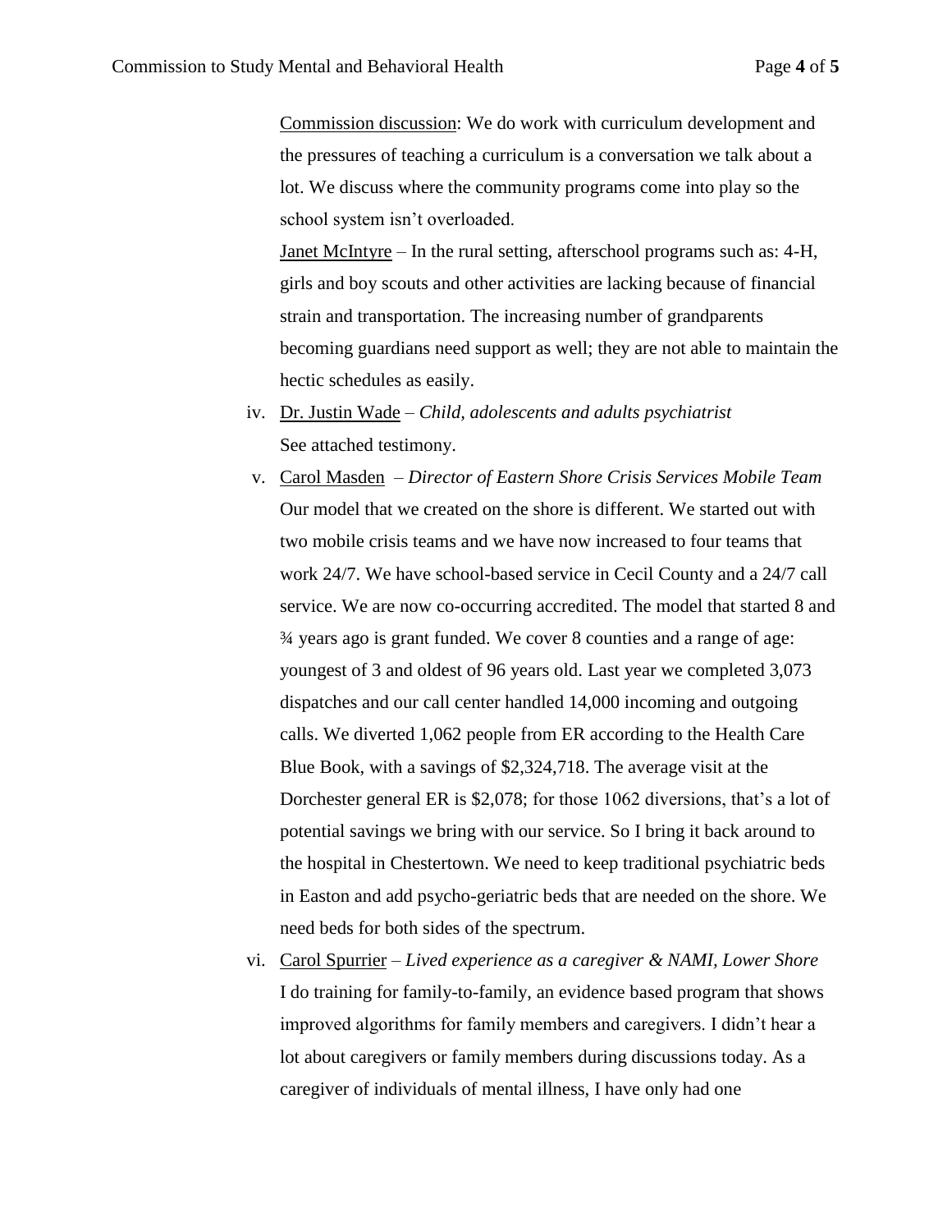Commission discussion: We do work with curriculum development and the pressures of teaching a curriculum is a conversation we talk about a lot. We discuss where the community programs come into play so the school system isn't overloaded.

Janet McIntyre – In the rural setting, afterschool programs such as: 4-H, girls and boy scouts and other activities are lacking because of financial strain and transportation. The increasing number of grandparents becoming guardians need support as well; they are not able to maintain the hectic schedules as easily.

iv. Dr. Justin Wade – *Child, adolescents and adults psychiatrist*
See attached testimony.

v. Carol Masden – *Director of Eastern Shore Crisis Services Mobile Team*
Our model that we created on the shore is different. We started out with two mobile crisis teams and we have now increased to four teams that work 24/7. We have school-based service in Cecil County and a 24/7 call service. We are now co-occurring accredited. The model that started 8 and ¾ years ago is grant funded. We cover 8 counties and a range of age: youngest of 3 and oldest of 96 years old. Last year we completed 3,073 dispatches and our call center handled 14,000 incoming and outgoing calls. We diverted 1,062 people from ER according to the Health Care Blue Book, with a savings of $2,324,718. The average visit at the Dorchester general ER is $2,078; for those 1062 diversions, that's a lot of potential savings we bring with our service. So I bring it back around to the hospital in Chestertown. We need to keep traditional psychiatric beds in Easton and add psycho-geriatric beds that are needed on the shore. We need beds for both sides of the spectrum.

vi. Carol Spurrier – *Lived experience as a caregiver & NAMI, Lower Shore*
I do training for family-to-family, an evidence based program that shows improved algorithms for family members and caregivers. I didn't hear a lot about caregivers or family members during discussions today. As a caregiver of individuals of mental illness, I have only had one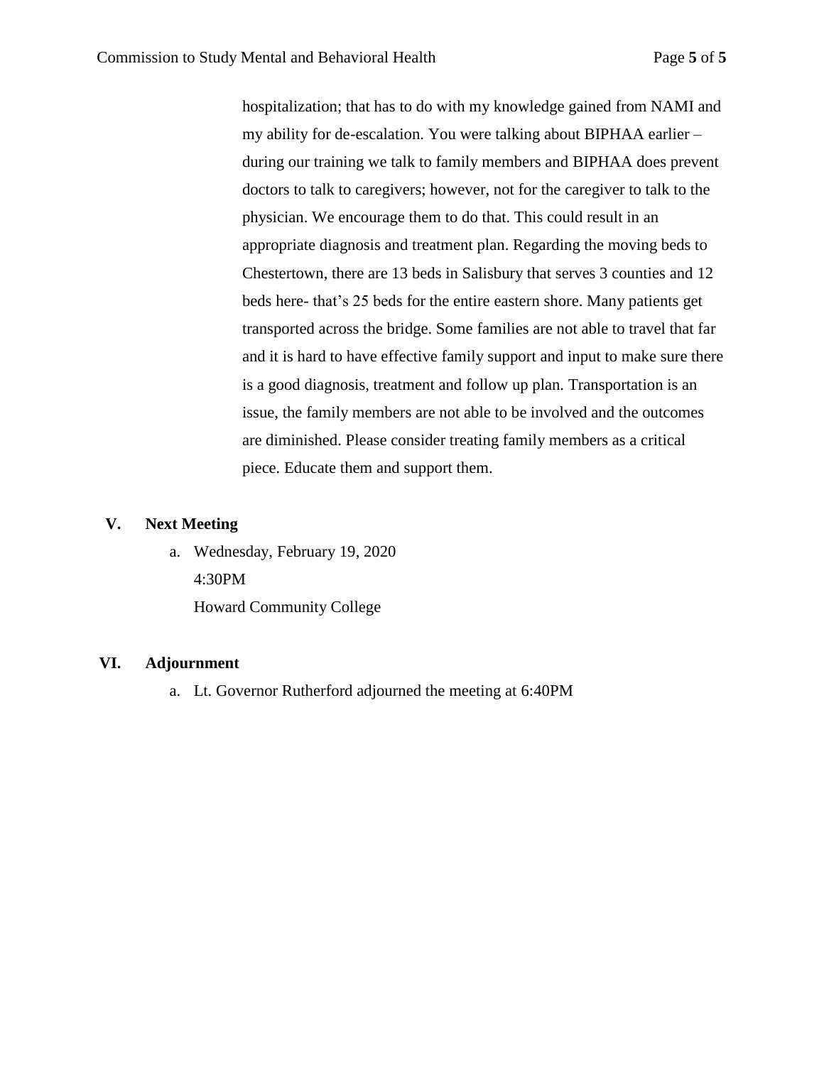hospitalization; that has to do with my knowledge gained from NAMI and my ability for de-escalation. You were talking about BIPHAA earlier – during our training we talk to family members and BIPHAA does prevent doctors to talk to caregivers; however, not for the caregiver to talk to the physician. We encourage them to do that. This could result in an appropriate diagnosis and treatment plan. Regarding the moving beds to Chestertown, there are 13 beds in Salisbury that serves 3 counties and 12 beds here- that's 25 beds for the entire eastern shore. Many patients get transported across the bridge. Some families are not able to travel that far and it is hard to have effective family support and input to make sure there is a good diagnosis, treatment and follow up plan. Transportation is an issue, the family members are not able to be involved and the outcomes are diminished. Please consider treating family members as a critical piece. Educate them and support them.

## V. Next Meeting

a. Wednesday, February 19, 2020
   4:30PM
   Howard Community College

## VI. Adjournment

a. Lt. Governor Rutherford adjourned the meeting at 6:40PM